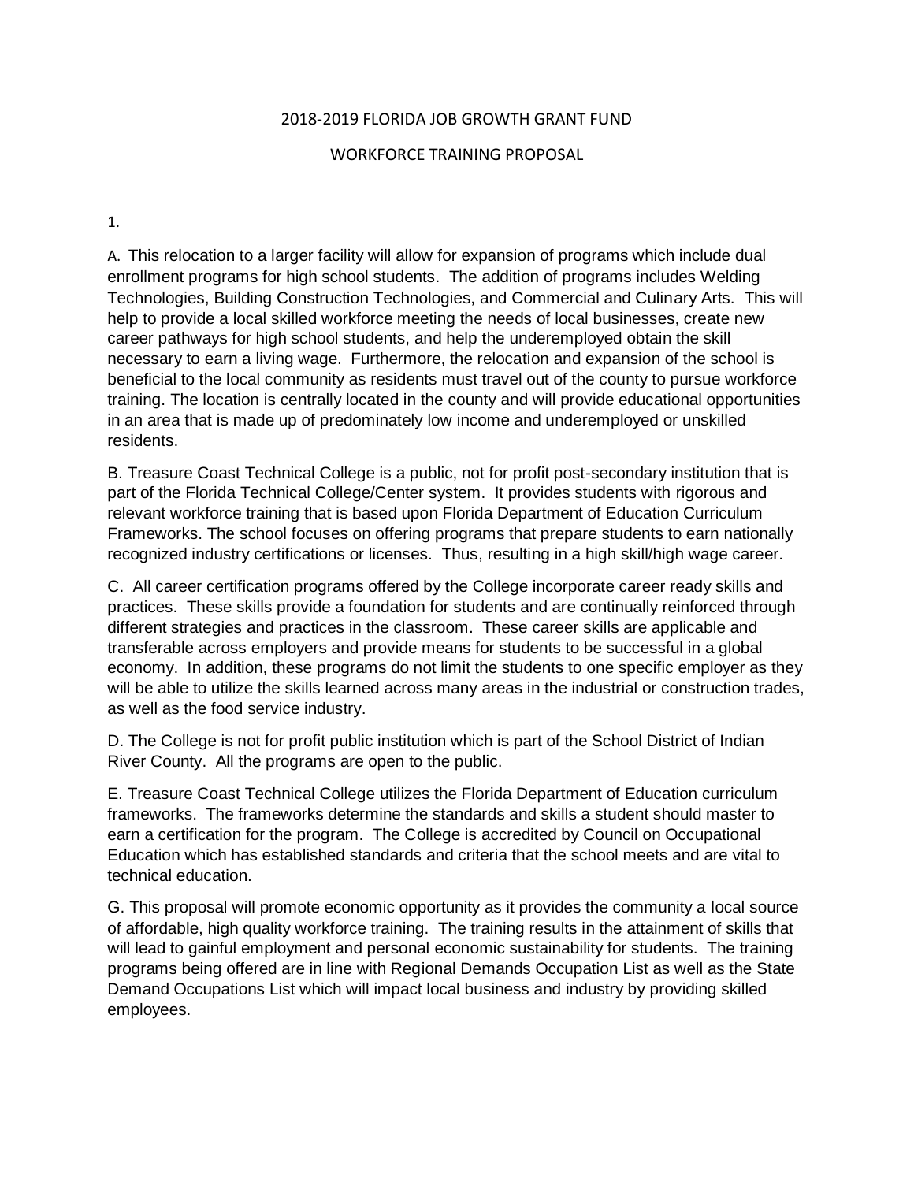# 2018-2019 FLORIDA JOB GROWTH GRANT FUND

## WORKFORCE TRAINING PROPOSAL

1.

A. This relocation to a larger facility will allow for expansion of programs which include dual enrollment programs for high school students. The addition of programs includes Welding Technologies, Building Construction Technologies, and Commercial and Culinary Arts. This will help to provide a local skilled workforce meeting the needs of local businesses, create new career pathways for high school students, and help the underemployed obtain the skill necessary to earn a living wage. Furthermore, the relocation and expansion of the school is beneficial to the local community as residents must travel out of the county to pursue workforce training. The location is centrally located in the county and will provide educational opportunities in an area that is made up of predominately low income and underemployed or unskilled residents.

B. Treasure Coast Technical College is a public, not for profit post-secondary institution that is part of the Florida Technical College/Center system. It provides students with rigorous and relevant workforce training that is based upon Florida Department of Education Curriculum Frameworks. The school focuses on offering programs that prepare students to earn nationally recognized industry certifications or licenses. Thus, resulting in a high skill/high wage career.

C. All career certification programs offered by the College incorporate career ready skills and practices. These skills provide a foundation for students and are continually reinforced through different strategies and practices in the classroom. These career skills are applicable and transferable across employers and provide means for students to be successful in a global economy. In addition, these programs do not limit the students to one specific employer as they will be able to utilize the skills learned across many areas in the industrial or construction trades, as well as the food service industry.

D. The College is not for profit public institution which is part of the School District of Indian River County. All the programs are open to the public.

E. Treasure Coast Technical College utilizes the Florida Department of Education curriculum frameworks. The frameworks determine the standards and skills a student should master to earn a certification for the program. The College is accredited by Council on Occupational Education which has established standards and criteria that the school meets and are vital to technical education.

G. This proposal will promote economic opportunity as it provides the community a local source of affordable, high quality workforce training. The training results in the attainment of skills that will lead to gainful employment and personal economic sustainability for students. The training programs being offered are in line with Regional Demands Occupation List as well as the State Demand Occupations List which will impact local business and industry by providing skilled employees.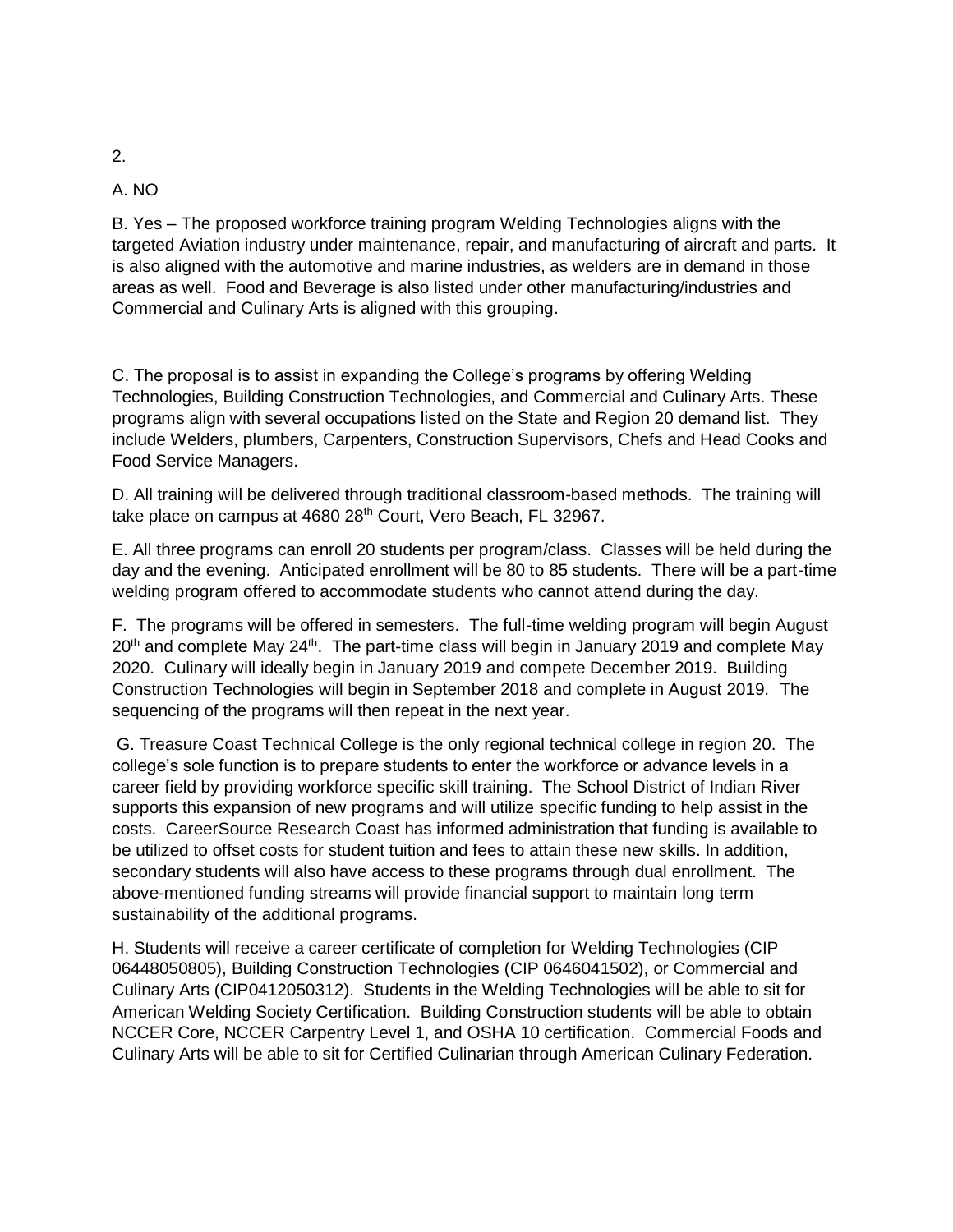2.

A. NO

B. Yes – The proposed workforce training program Welding Technologies aligns with the targeted Aviation industry under maintenance, repair, and manufacturing of aircraft and parts. It is also aligned with the automotive and marine industries, as welders are in demand in those areas as well. Food and Beverage is also listed under other manufacturing/industries and Commercial and Culinary Arts is aligned with this grouping.

C. The proposal is to assist in expanding the College's programs by offering Welding Technologies, Building Construction Technologies, and Commercial and Culinary Arts. These programs align with several occupations listed on the State and Region 20 demand list. They include Welders, plumbers, Carpenters, Construction Supervisors, Chefs and Head Cooks and Food Service Managers.

D. All training will be delivered through traditional classroom-based methods. The training will take place on campus at 4680 28th Court, Vero Beach, FL 32967.

E. All three programs can enroll 20 students per program/class. Classes will be held during the day and the evening. Anticipated enrollment will be 80 to 85 students. There will be a part-time welding program offered to accommodate students who cannot attend during the day.

F. The programs will be offered in semesters. The full-time welding program will begin August 20th and complete May 24th. The part-time class will begin in January 2019 and complete May 2020. Culinary will ideally begin in January 2019 and compete December 2019. Building Construction Technologies will begin in September 2018 and complete in August 2019. The sequencing of the programs will then repeat in the next year.

G. Treasure Coast Technical College is the only regional technical college in region 20. The college's sole function is to prepare students to enter the workforce or advance levels in a career field by providing workforce specific skill training. The School District of Indian River supports this expansion of new programs and will utilize specific funding to help assist in the costs. CareerSource Research Coast has informed administration that funding is available to be utilized to offset costs for student tuition and fees to attain these new skills. In addition, secondary students will also have access to these programs through dual enrollment. The above-mentioned funding streams will provide financial support to maintain long term sustainability of the additional programs.

H. Students will receive a career certificate of completion for Welding Technologies (CIP 06448050805), Building Construction Technologies (CIP 0646041502), or Commercial and Culinary Arts (CIP0412050312). Students in the Welding Technologies will be able to sit for American Welding Society Certification. Building Construction students will be able to obtain NCCER Core, NCCER Carpentry Level 1, and OSHA 10 certification. Commercial Foods and Culinary Arts will be able to sit for Certified Culinarian through American Culinary Federation.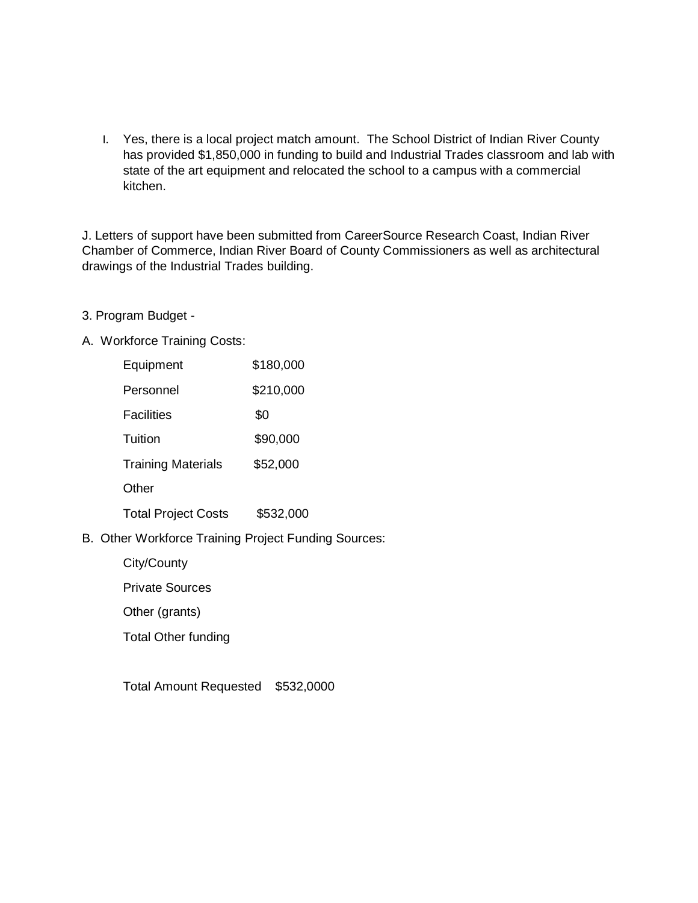I. Yes, there is a local project match amount. The School District of Indian River County has provided $1,850,000 in funding to build and Industrial Trades classroom and lab with state of the art equipment and relocated the school to a campus with a commercial kitchen.

J. Letters of support have been submitted from CareerSource Research Coast, Indian River Chamber of Commerce, Indian River Board of County Commissioners as well as architectural drawings of the Industrial Trades building.

3. Program Budget -

A. Workforce Training Costs:

| | |
|---|---|
| Equipment | $180,000 |
| Personnel | $210,000 |
| Facilities | $0 |
| Tuition | $90,000 |
| Training Materials | $52,000 |
| Other | |
| Total Project Costs | $532,000 |

B. Other Workforce Training Project Funding Sources:

| | |
|---|---|
| City/County | |
| Private Sources | |
| Other (grants) | |
| Total Other funding | |

Total Amount Requested $532,0000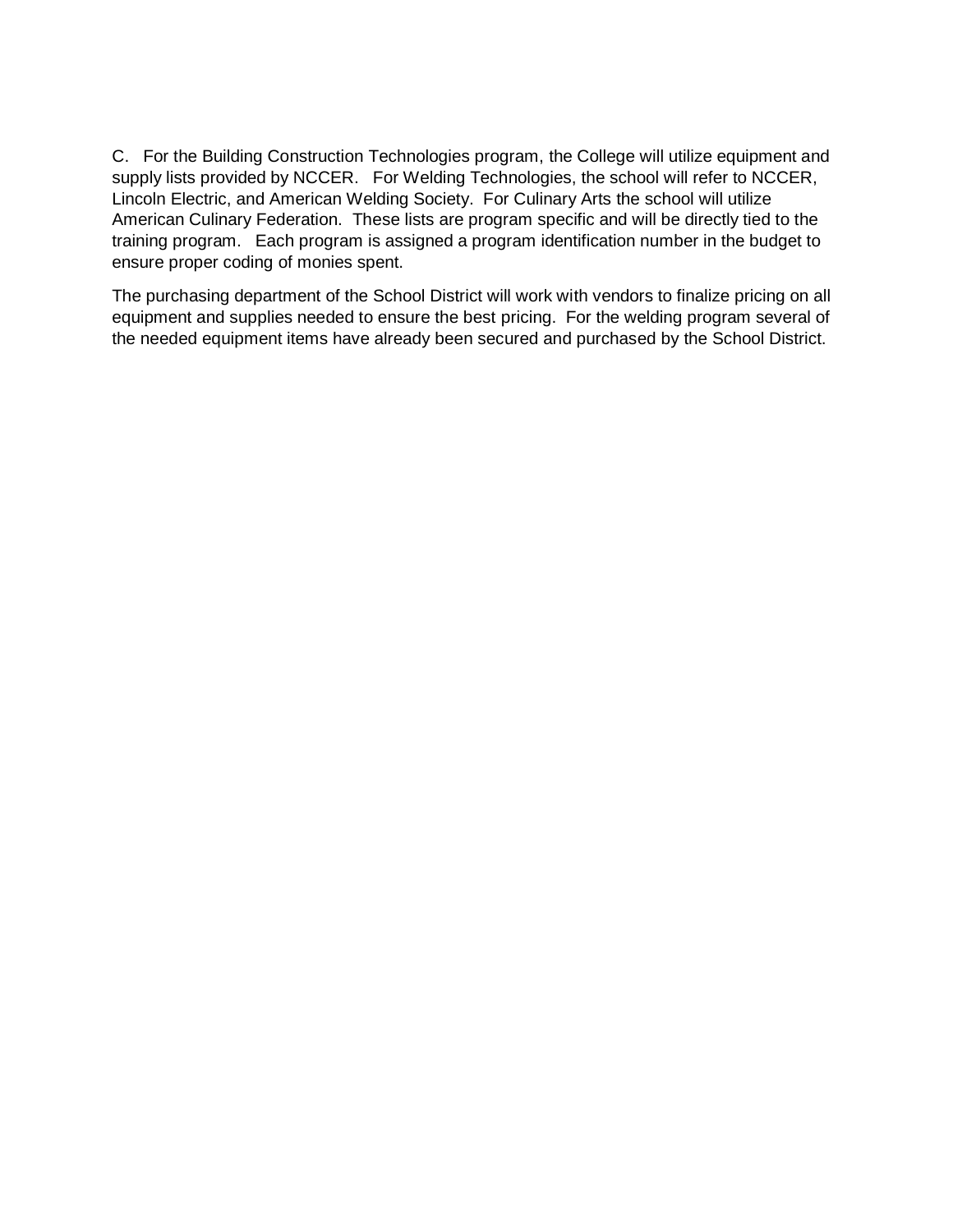C. For the Building Construction Technologies program, the College will utilize equipment and supply lists provided by NCCER. For Welding Technologies, the school will refer to NCCER, Lincoln Electric, and American Welding Society. For Culinary Arts the school will utilize American Culinary Federation. These lists are program specific and will be directly tied to the training program. Each program is assigned a program identification number in the budget to ensure proper coding of monies spent.

The purchasing department of the School District will work with vendors to finalize pricing on all equipment and supplies needed to ensure the best pricing. For the welding program several of the needed equipment items have already been secured and purchased by the School District.